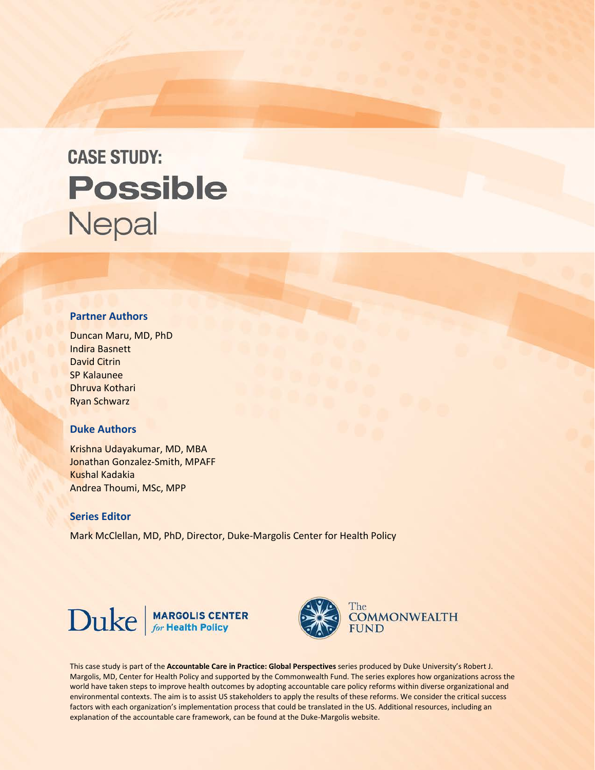# CASE STUDY:

# Possible Nepal

### Partner Authors

Duncan Maru, MD, PhD
Indira Basnett
David Citrin
SP Kalaunee
Dhruva Kothari
Ryan Schwarz

### Duke Authors

Krishna Udayakumar, MD, MBA
Jonathan Gonzalez-Smith, MPAFF
Kushal Kadakia
Andrea Thoumi, MSc, MPP

### Series Editor

Mark McClellan, MD, PhD, Director, Duke-Margolis Center for Health Policy

Duke | MARGOLIS CENTER *for* Health Policy

The COMMONWEALTH FUND

This case study is part of the **Accountable Care in Practice: Global Perspectives** series produced by Duke University's Robert J. Margolis, MD, Center for Health Policy and supported by the Commonwealth Fund. The series explores how organizations across the world have taken steps to improve health outcomes by adopting accountable care policy reforms within diverse organizational and environmental contexts. The aim is to assist US stakeholders to apply the results of these reforms. We consider the critical success factors with each organization's implementation process that could be translated in the US. Additional resources, including an explanation of the accountable care framework, can be found at the Duke-Margolis website.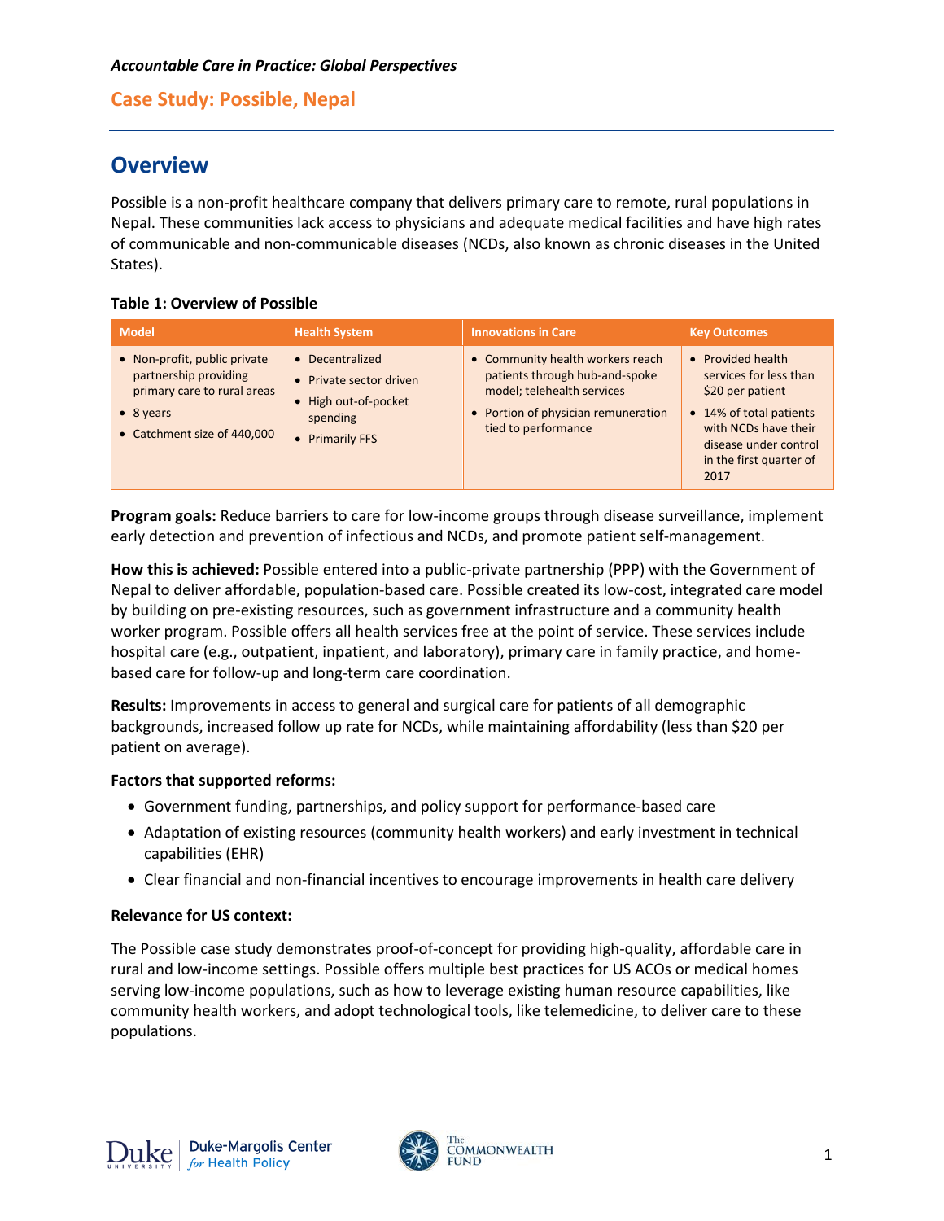*Accountable Care in Practice: Global Perspectives*

## Case Study: Possible, Nepal

# Overview

Possible is a non-profit healthcare company that delivers primary care to remote, rural populations in Nepal. These communities lack access to physicians and adequate medical facilities and have high rates of communicable and non-communicable diseases (NCDs, also known as chronic diseases in the United States).

**Table 1: Overview of Possible**

| Model | Health System | Innovations in Care | Key Outcomes |
|---|---|---|---|
| • Non-profit, public private partnership providing primary care to rural areas<br>• 8 years<br>• Catchment size of 440,000 | • Decentralized<br>• Private sector driven<br>• High out-of-pocket spending<br>• Primarily FFS | • Community health workers reach patients through hub-and-spoke model; telehealth services<br>• Portion of physician remuneration tied to performance | • Provided health services for less than $20 per patient<br>• 14% of total patients with NCDs have their disease under control in the first quarter of 2017 |

**Program goals:** Reduce barriers to care for low-income groups through disease surveillance, implement early detection and prevention of infectious and NCDs, and promote patient self-management.

**How this is achieved:** Possible entered into a public-private partnership (PPP) with the Government of Nepal to deliver affordable, population-based care. Possible created its low-cost, integrated care model by building on pre-existing resources, such as government infrastructure and a community health worker program. Possible offers all health services free at the point of service. These services include hospital care (e.g., outpatient, inpatient, and laboratory), primary care in family practice, and home-based care for follow-up and long-term care coordination.

**Results:** Improvements in access to general and surgical care for patients of all demographic backgrounds, increased follow up rate for NCDs, while maintaining affordability (less than $20 per patient on average).

**Factors that supported reforms:**

- Government funding, partnerships, and policy support for performance-based care
- Adaptation of existing resources (community health workers) and early investment in technical capabilities (EHR)
- Clear financial and non-financial incentives to encourage improvements in health care delivery

**Relevance for US context:**

The Possible case study demonstrates proof-of-concept for providing high-quality, affordable care in rural and low-income settings. Possible offers multiple best practices for US ACOs or medical homes serving low-income populations, such as how to leverage existing human resource capabilities, like community health workers, and adopt technological tools, like telemedicine, to deliver care to these populations.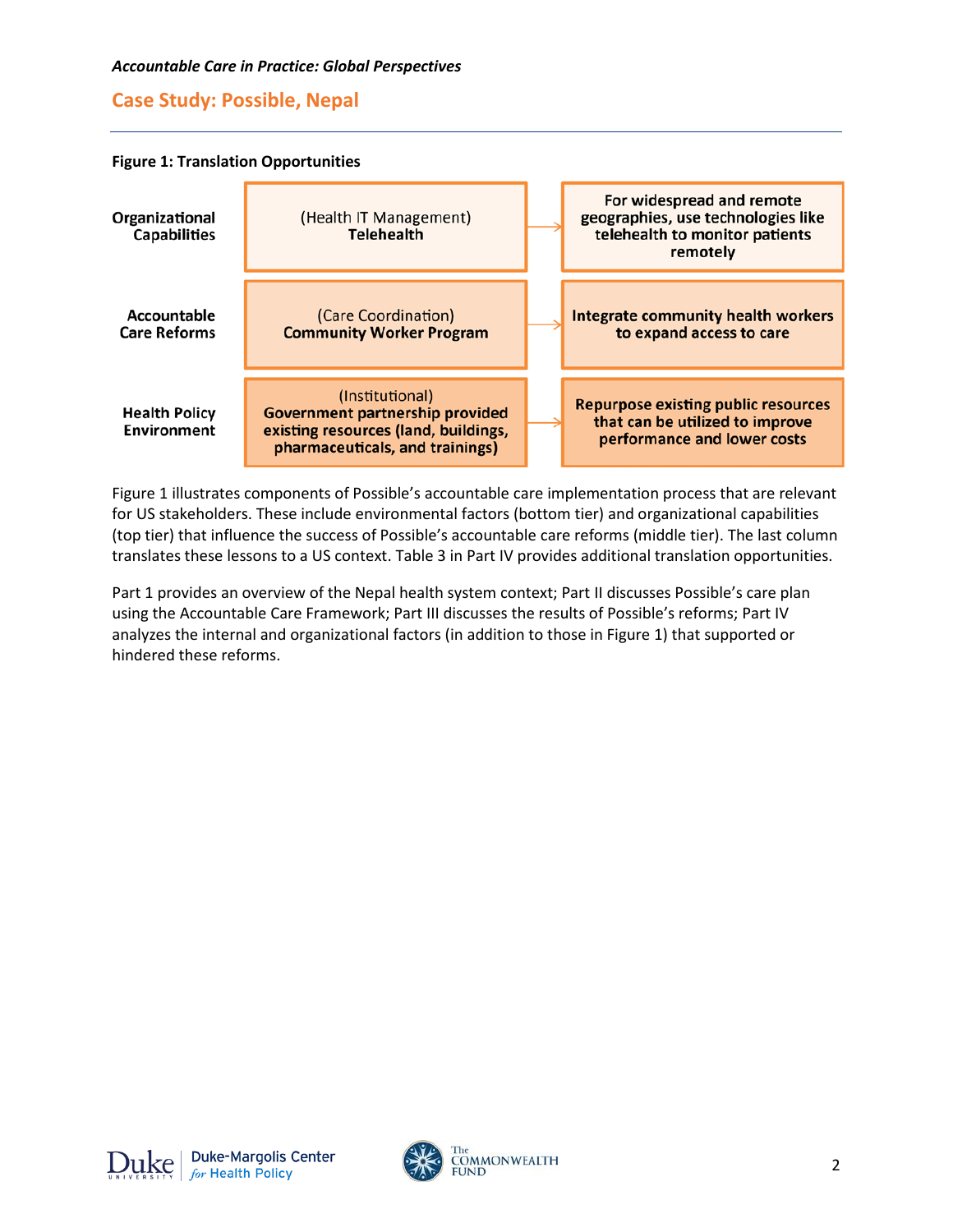## Case Study: Possible, Nepal

**Figure 1: Translation Opportunities**

| | | |
|---|---|---|
| **Organizational Capabilities** | (Health IT Management) **Telehealth** | **For widespread and remote geographies, use technologies like telehealth to monitor patients remotely** |
| **Accountable Care Reforms** | (Care Coordination) **Community Worker Program** | **Integrate community health workers to expand access to care** |
| **Health Policy Environment** | (Institutional) **Government partnership provided existing resources (land, buildings, pharmaceuticals, and trainings)** | **Repurpose existing public resources that can be utilized to improve performance and lower costs** |

Figure 1 illustrates components of Possible's accountable care implementation process that are relevant for US stakeholders. These include environmental factors (bottom tier) and organizational capabilities (top tier) that influence the success of Possible's accountable care reforms (middle tier). The last column translates these lessons to a US context. Table 3 in Part IV provides additional translation opportunities.

Part 1 provides an overview of the Nepal health system context; Part II discusses Possible's care plan using the Accountable Care Framework; Part III discusses the results of Possible's reforms; Part IV analyzes the internal and organizational factors (in addition to those in Figure 1) that supported or hindered these reforms.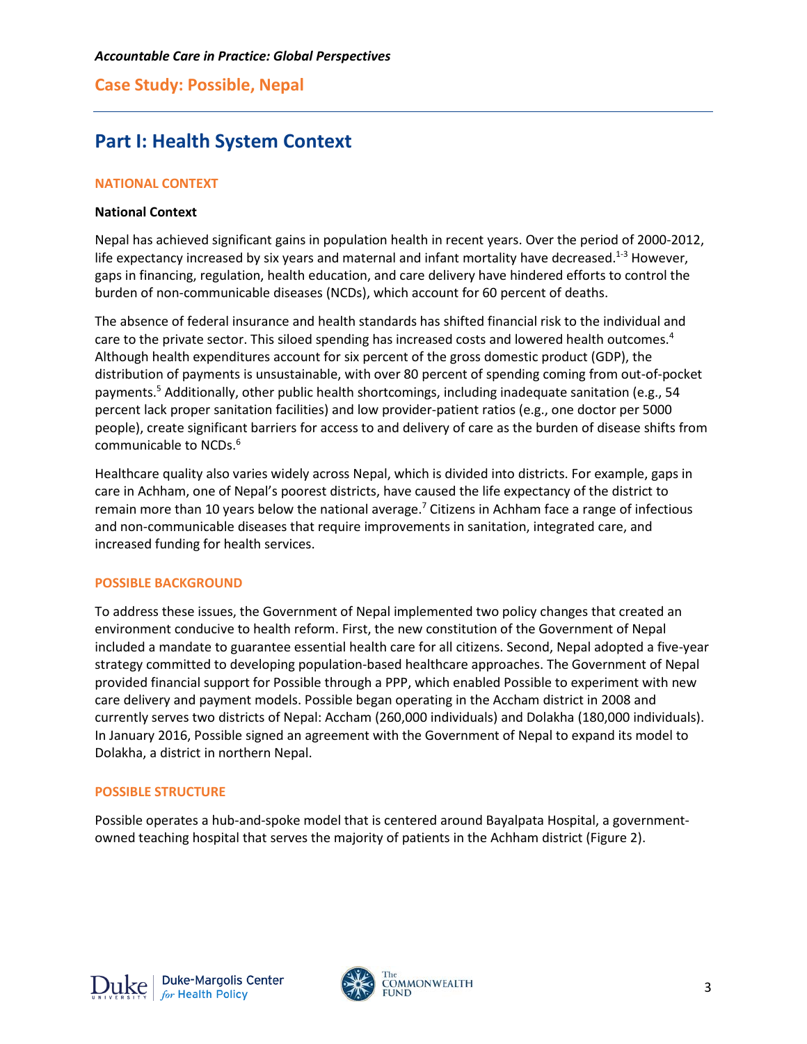*Accountable Care in Practice: Global Perspectives*

## Case Study: Possible, Nepal

# Part I: Health System Context

### NATIONAL CONTEXT

**National Context**

Nepal has achieved significant gains in population health in recent years. Over the period of 2000-2012, life expectancy increased by six years and maternal and infant mortality have decreased.[1-3] However, gaps in financing, regulation, health education, and care delivery have hindered efforts to control the burden of non-communicable diseases (NCDs), which account for 60 percent of deaths.

The absence of federal insurance and health standards has shifted financial risk to the individual and care to the private sector. This siloed spending has increased costs and lowered health outcomes.[4] Although health expenditures account for six percent of the gross domestic product (GDP), the distribution of payments is unsustainable, with over 80 percent of spending coming from out-of-pocket payments.[5] Additionally, other public health shortcomings, including inadequate sanitation (e.g., 54 percent lack proper sanitation facilities) and low provider-patient ratios (e.g., one doctor per 5000 people), create significant barriers for access to and delivery of care as the burden of disease shifts from communicable to NCDs.[6]

Healthcare quality also varies widely across Nepal, which is divided into districts. For example, gaps in care in Achham, one of Nepal's poorest districts, have caused the life expectancy of the district to remain more than 10 years below the national average.[7] Citizens in Achham face a range of infectious and non-communicable diseases that require improvements in sanitation, integrated care, and increased funding for health services.

### POSSIBLE BACKGROUND

To address these issues, the Government of Nepal implemented two policy changes that created an environment conducive to health reform. First, the new constitution of the Government of Nepal included a mandate to guarantee essential health care for all citizens. Second, Nepal adopted a five-year strategy committed to developing population-based healthcare approaches. The Government of Nepal provided financial support for Possible through a PPP, which enabled Possible to experiment with new care delivery and payment models. Possible began operating in the Accham district in 2008 and currently serves two districts of Nepal: Accham (260,000 individuals) and Dolakha (180,000 individuals). In January 2016, Possible signed an agreement with the Government of Nepal to expand its model to Dolakha, a district in northern Nepal.

### POSSIBLE STRUCTURE

Possible operates a hub-and-spoke model that is centered around Bayalpata Hospital, a government-owned teaching hospital that serves the majority of patients in the Achham district (Figure 2).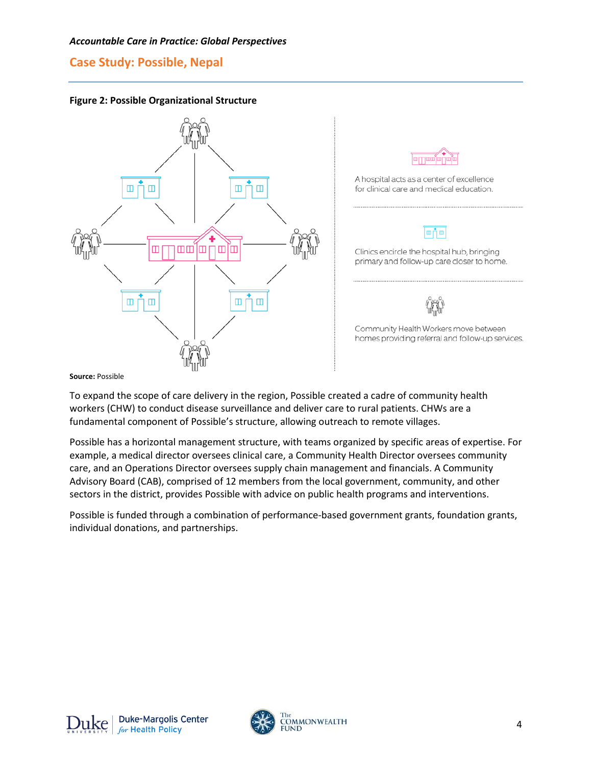**Figure 2: Possible Organizational Structure**

A hospital acts as a center of excellence for clinical care and medical education.

Clinics encircle the hospital hub, bringing primary and follow-up care closer to home.

Community Health Workers move between homes providing referral and follow-up services.

**Source:** Possible

To expand the scope of care delivery in the region, Possible created a cadre of community health workers (CHW) to conduct disease surveillance and deliver care to rural patients. CHWs are a fundamental component of Possible's structure, allowing outreach to remote villages.

Possible has a horizontal management structure, with teams organized by specific areas of expertise. For example, a medical director oversees clinical care, a Community Health Director oversees community care, and an Operations Director oversees supply chain management and financials. A Community Advisory Board (CAB), comprised of 12 members from the local government, community, and other sectors in the district, provides Possible with advice on public health programs and interventions.

Possible is funded through a combination of performance-based government grants, foundation grants, individual donations, and partnerships.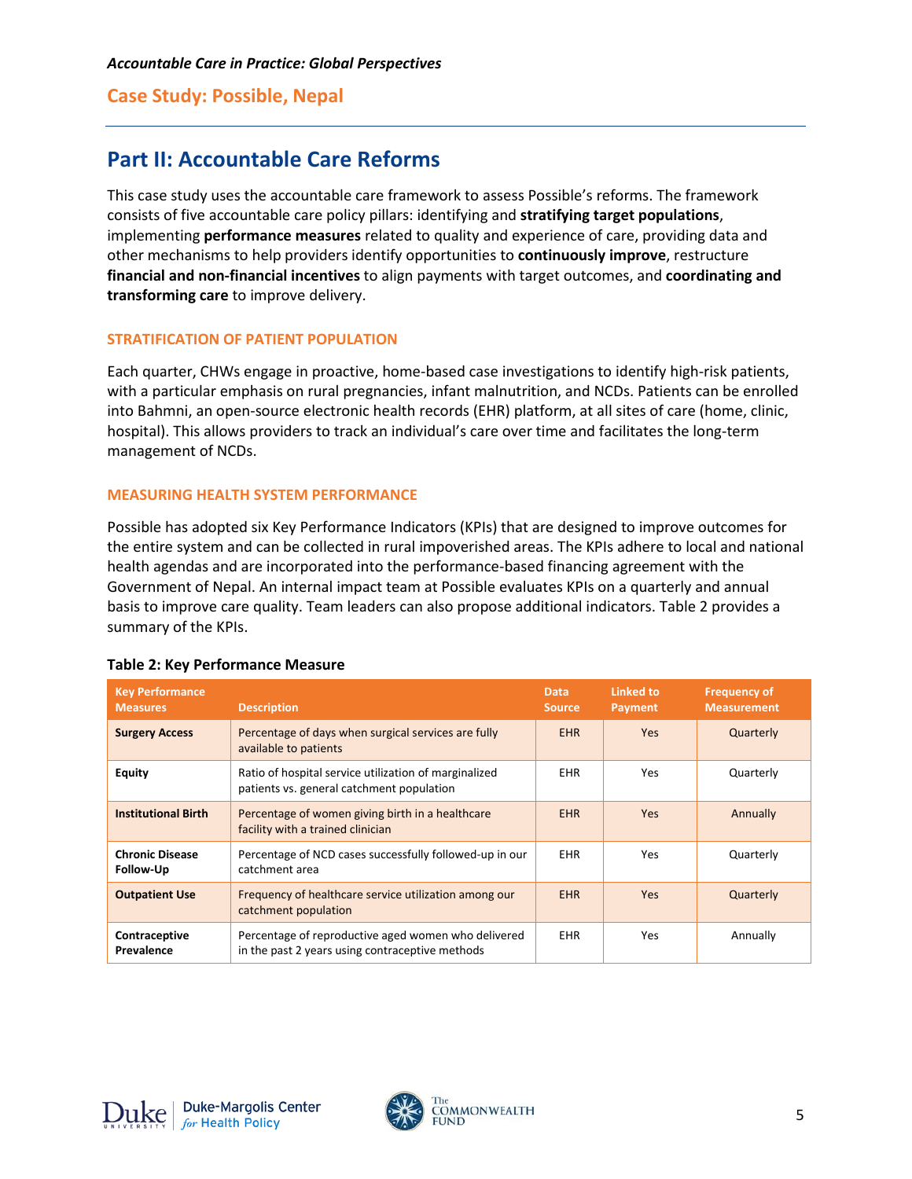## Part II: Accountable Care Reforms

This case study uses the accountable care framework to assess Possible's reforms. The framework consists of five accountable care policy pillars: identifying and **stratifying target populations**, implementing **performance measures** related to quality and experience of care, providing data and other mechanisms to help providers identify opportunities to **continuously improve**, restructure **financial and non-financial incentives** to align payments with target outcomes, and **coordinating and transforming care** to improve delivery.

### STRATIFICATION OF PATIENT POPULATION

Each quarter, CHWs engage in proactive, home-based case investigations to identify high-risk patients, with a particular emphasis on rural pregnancies, infant malnutrition, and NCDs. Patients can be enrolled into Bahmni, an open-source electronic health records (EHR) platform, at all sites of care (home, clinic, hospital). This allows providers to track an individual's care over time and facilitates the long-term management of NCDs.

### MEASURING HEALTH SYSTEM PERFORMANCE

Possible has adopted six Key Performance Indicators (KPIs) that are designed to improve outcomes for the entire system and can be collected in rural impoverished areas. The KPIs adhere to local and national health agendas and are incorporated into the performance-based financing agreement with the Government of Nepal. An internal impact team at Possible evaluates KPIs on a quarterly and annual basis to improve care quality. Team leaders can also propose additional indicators. Table 2 provides a summary of the KPIs.

**Table 2: Key Performance Measure**

| Key Performance Measures | Description | Data Source | Linked to Payment | Frequency of Measurement |
|---|---|---|---|---|
| **Surgery Access** | Percentage of days when surgical services are fully available to patients | EHR | Yes | Quarterly |
| **Equity** | Ratio of hospital service utilization of marginalized patients vs. general catchment population | EHR | Yes | Quarterly |
| **Institutional Birth** | Percentage of women giving birth in a healthcare facility with a trained clinician | EHR | Yes | Annually |
| **Chronic Disease Follow-Up** | Percentage of NCD cases successfully followed-up in our catchment area | EHR | Yes | Quarterly |
| **Outpatient Use** | Frequency of healthcare service utilization among our catchment population | EHR | Yes | Quarterly |
| **Contraceptive Prevalence** | Percentage of reproductive aged women who delivered in the past 2 years using contraceptive methods | EHR | Yes | Annually |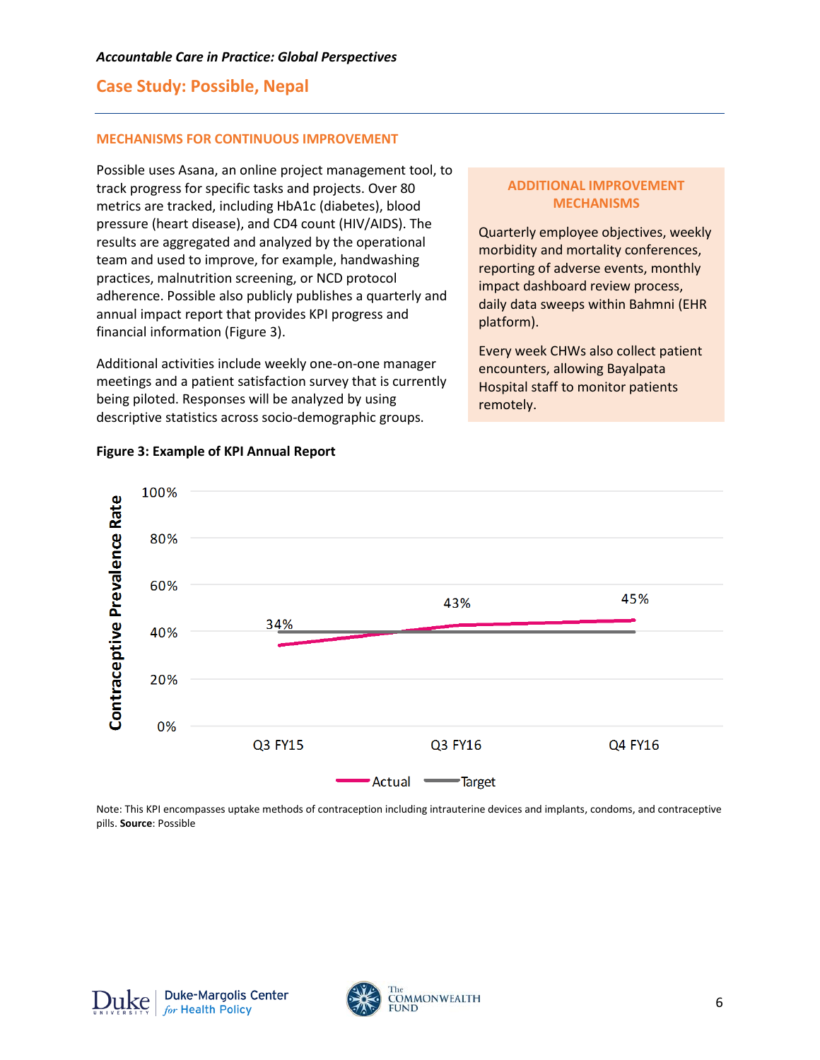## MECHANISMS FOR CONTINUOUS IMPROVEMENT

Possible uses Asana, an online project management tool, to track progress for specific tasks and projects. Over 80 metrics are tracked, including HbA1c (diabetes), blood pressure (heart disease), and CD4 count (HIV/AIDS). The results are aggregated and analyzed by the operational team and used to improve, for example, handwashing practices, malnutrition screening, or NCD protocol adherence. Possible also publicly publishes a quarterly and annual impact report that provides KPI progress and financial information (Figure 3).

Additional activities include weekly one-on-one manager meetings and a patient satisfaction survey that is currently being piloted. Responses will be analyzed by using descriptive statistics across socio-demographic groups.

> **ADDITIONAL IMPROVEMENT MECHANISMS**
>
> Quarterly employee objectives, weekly morbidity and mortality conferences, reporting of adverse events, monthly impact dashboard review process, daily data sweeps within Bahmni (EHR platform).
>
> Every week CHWs also collect patient encounters, allowing Bayalpata Hospital staff to monitor patients remotely.

**Figure 3: Example of KPI Annual Report**

| Contraceptive Prevalence Rate | Q3 FY15 | Q3 FY16 | Q4 FY16 |
|---|---|---|---|
| Actual | 34% | 43% | 45% |
| Target | 40% | 40% | 40% |

Note: This KPI encompasses uptake methods of contraception including intrauterine devices and implants, condoms, and contraceptive pills. **Source**: Possible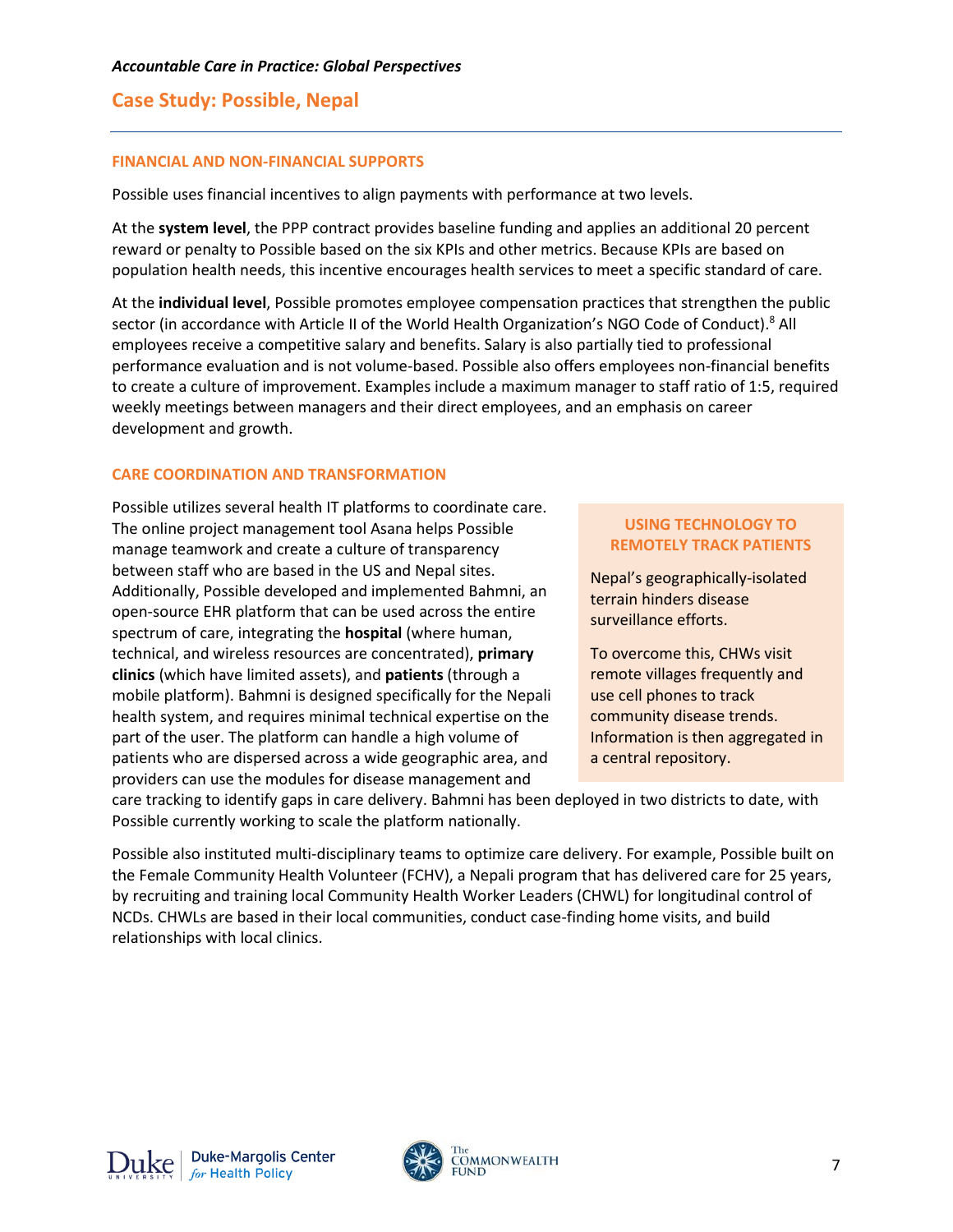## FINANCIAL AND NON-FINANCIAL SUPPORTS

Possible uses financial incentives to align payments with performance at two levels.

At the **system level**, the PPP contract provides baseline funding and applies an additional 20 percent reward or penalty to Possible based on the six KPIs and other metrics. Because KPIs are based on population health needs, this incentive encourages health services to meet a specific standard of care.

At the **individual level**, Possible promotes employee compensation practices that strengthen the public sector (in accordance with Article II of the World Health Organization's NGO Code of Conduct).[8] All employees receive a competitive salary and benefits. Salary is also partially tied to professional performance evaluation and is not volume-based. Possible also offers employees non-financial benefits to create a culture of improvement. Examples include a maximum manager to staff ratio of 1:5, required weekly meetings between managers and their direct employees, and an emphasis on career development and growth.

## CARE COORDINATION AND TRANSFORMATION

Possible utilizes several health IT platforms to coordinate care. The online project management tool Asana helps Possible manage teamwork and create a culture of transparency between staff who are based in the US and Nepal sites. Additionally, Possible developed and implemented Bahmni, an open-source EHR platform that can be used across the entire spectrum of care, integrating the **hospital** (where human, technical, and wireless resources are concentrated), **primary clinics** (which have limited assets), and **patients** (through a mobile platform). Bahmni is designed specifically for the Nepali health system, and requires minimal technical expertise on the part of the user. The platform can handle a high volume of patients who are dispersed across a wide geographic area, and providers can use the modules for disease management and care tracking to identify gaps in care delivery. Bahmni has been deployed in two districts to date, with Possible currently working to scale the platform nationally.

### USING TECHNOLOGY TO REMOTELY TRACK PATIENTS

Nepal's geographically-isolated terrain hinders disease surveillance efforts.

To overcome this, CHWs visit remote villages frequently and use cell phones to track community disease trends. Information is then aggregated in a central repository.

Possible also instituted multi-disciplinary teams to optimize care delivery. For example, Possible built on the Female Community Health Volunteer (FCHV), a Nepali program that has delivered care for 25 years, by recruiting and training local Community Health Worker Leaders (CHWL) for longitudinal control of NCDs. CHWLs are based in their local communities, conduct case-finding home visits, and build relationships with local clinics.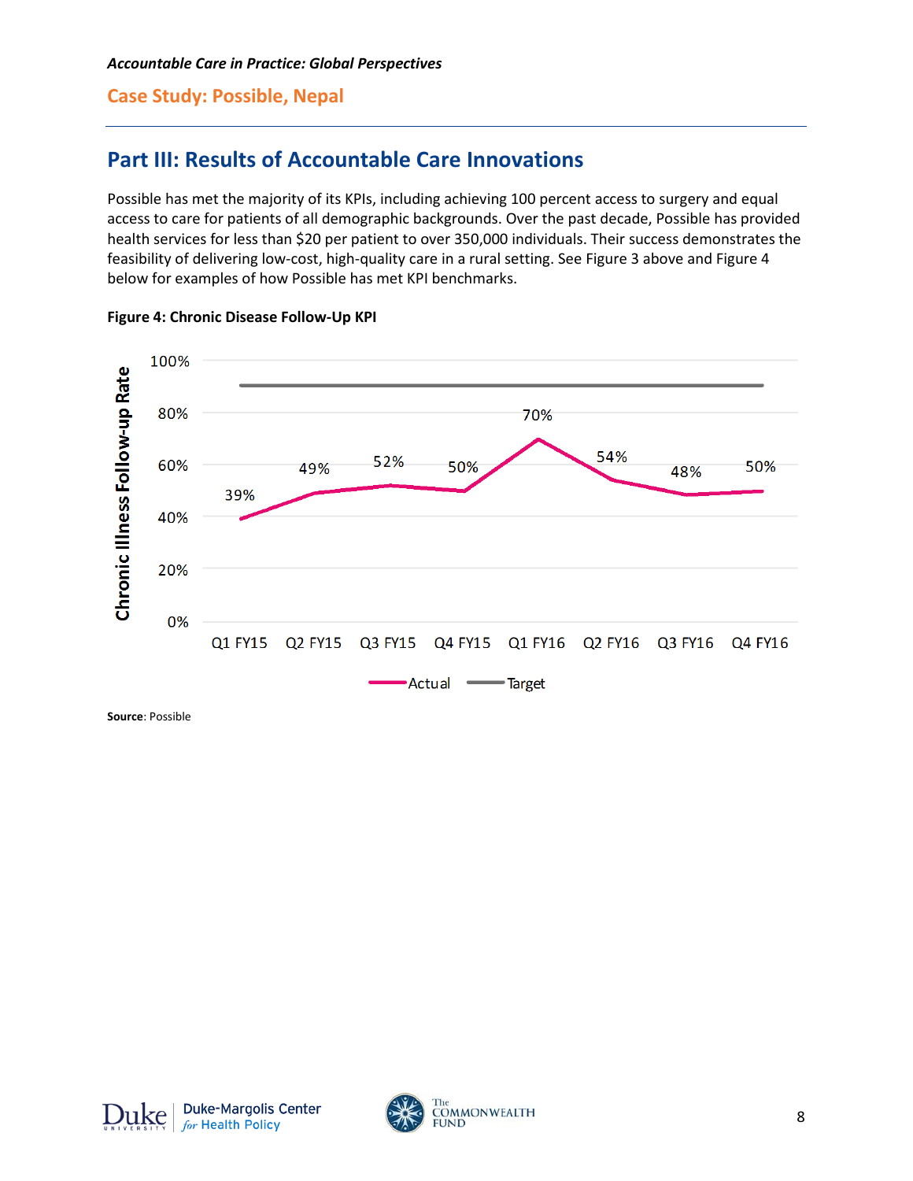## Part III: Results of Accountable Care Innovations

Possible has met the majority of its KPIs, including achieving 100 percent access to surgery and equal access to care for patients of all demographic backgrounds. Over the past decade, Possible has provided health services for less than $20 per patient to over 350,000 individuals. Their success demonstrates the feasibility of delivering low-cost, high-quality care in a rural setting. See Figure 3 above and Figure 4 below for examples of how Possible has met KPI benchmarks.

**Figure 4: Chronic Disease Follow-Up KPI**

| Quarter | Q1 FY15 | Q2 FY15 | Q3 FY15 | Q4 FY15 | Q1 FY16 | Q2 FY16 | Q3 FY16 | Q4 FY16 |
|---|---|---|---|---|---|---|---|---|
| Actual (Chronic Illness Follow-up Rate) | 39% | 49% | 52% | 50% | 70% | 54% | 48% | 50% |

**Source**: Possible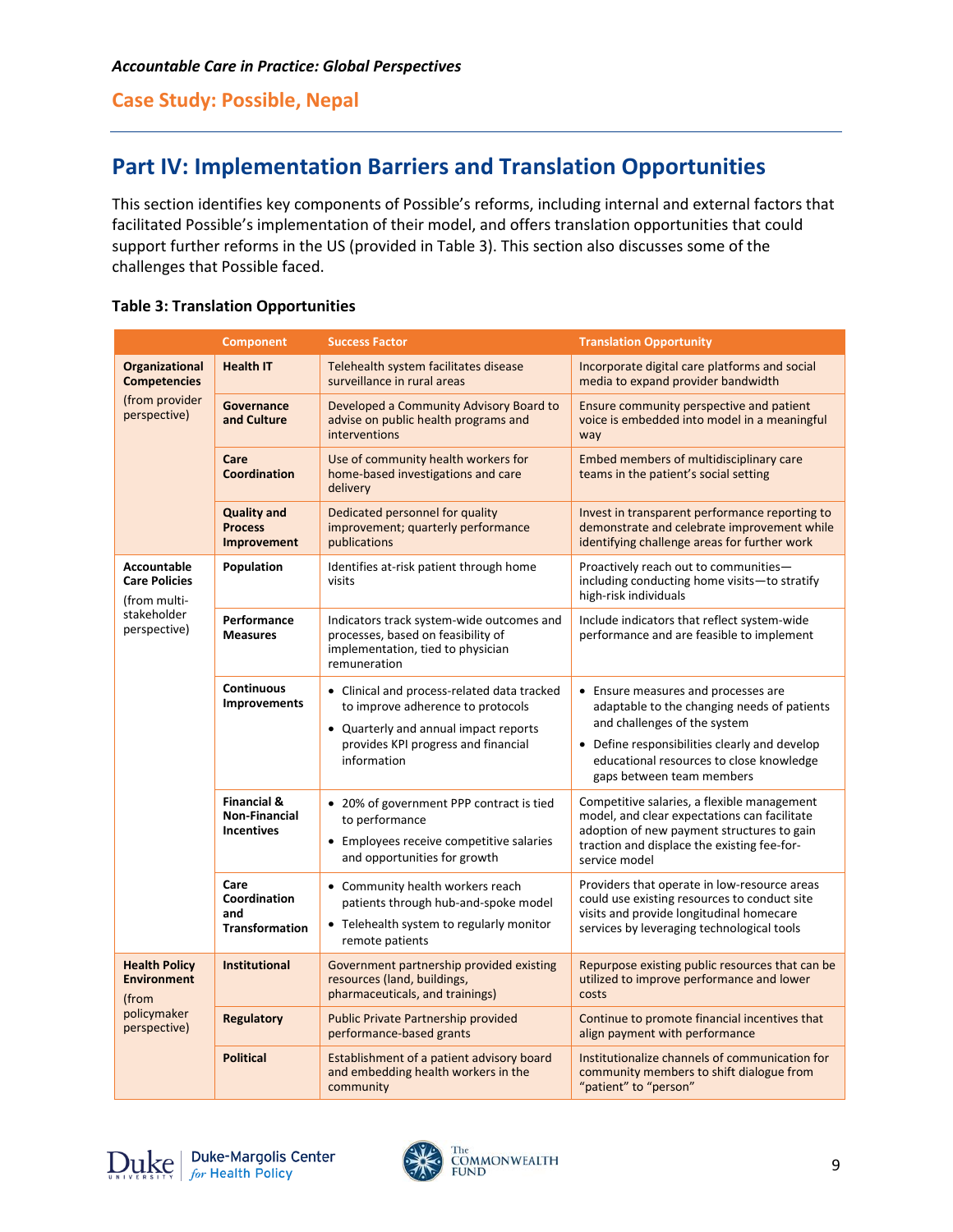## Part IV: Implementation Barriers and Translation Opportunities

This section identifies key components of Possible's reforms, including internal and external factors that facilitated Possible's implementation of their model, and offers translation opportunities that could support further reforms in the US (provided in Table 3). This section also discusses some of the challenges that Possible faced.

**Table 3: Translation Opportunities**

| | Component | Success Factor | Translation Opportunity |
|---|---|---|---|
| **Organizational Competencies** (from provider perspective) | **Health IT** | Telehealth system facilitates disease surveillance in rural areas | Incorporate digital care platforms and social media to expand provider bandwidth |
| | **Governance and Culture** | Developed a Community Advisory Board to advise on public health programs and interventions | Ensure community perspective and patient voice is embedded into model in a meaningful way |
| | **Care Coordination** | Use of community health workers for home-based investigations and care delivery | Embed members of multidisciplinary care teams in the patient's social setting |
| | **Quality and Process Improvement** | Dedicated personnel for quality improvement; quarterly performance publications | Invest in transparent performance reporting to demonstrate and celebrate improvement while identifying challenge areas for further work |
| **Accountable Care Policies** (from multi-stakeholder perspective) | **Population** | Identifies at-risk patient through home visits | Proactively reach out to communities—including conducting home visits—to stratify high-risk individuals |
| | **Performance Measures** | Indicators track system-wide outcomes and processes, based on feasibility of implementation, tied to physician remuneration | Include indicators that reflect system-wide performance and are feasible to implement |
| | **Continuous Improvements** | • Clinical and process-related data tracked to improve adherence to protocols<br>• Quarterly and annual impact reports provides KPI progress and financial information | • Ensure measures and processes are adaptable to the changing needs of patients and challenges of the system<br>• Define responsibilities clearly and develop educational resources to close knowledge gaps between team members |
| | **Financial & Non-Financial Incentives** | • 20% of government PPP contract is tied to performance<br>• Employees receive competitive salaries and opportunities for growth | Competitive salaries, a flexible management model, and clear expectations can facilitate adoption of new payment structures to gain traction and displace the existing fee-for-service model |
| | **Care Coordination and Transformation** | • Community health workers reach patients through hub-and-spoke model<br>• Telehealth system to regularly monitor remote patients | Providers that operate in low-resource areas could use existing resources to conduct site visits and provide longitudinal homecare services by leveraging technological tools |
| **Health Policy Environment** (from policymaker perspective) | **Institutional** | Government partnership provided existing resources (land, buildings, pharmaceuticals, and trainings) | Repurpose existing public resources that can be utilized to improve performance and lower costs |
| | **Regulatory** | Public Private Partnership provided performance-based grants | Continue to promote financial incentives that align payment with performance |
| | **Political** | Establishment of a patient advisory board and embedding health workers in the community | Institutionalize channels of communication for community members to shift dialogue from "patient" to "person" |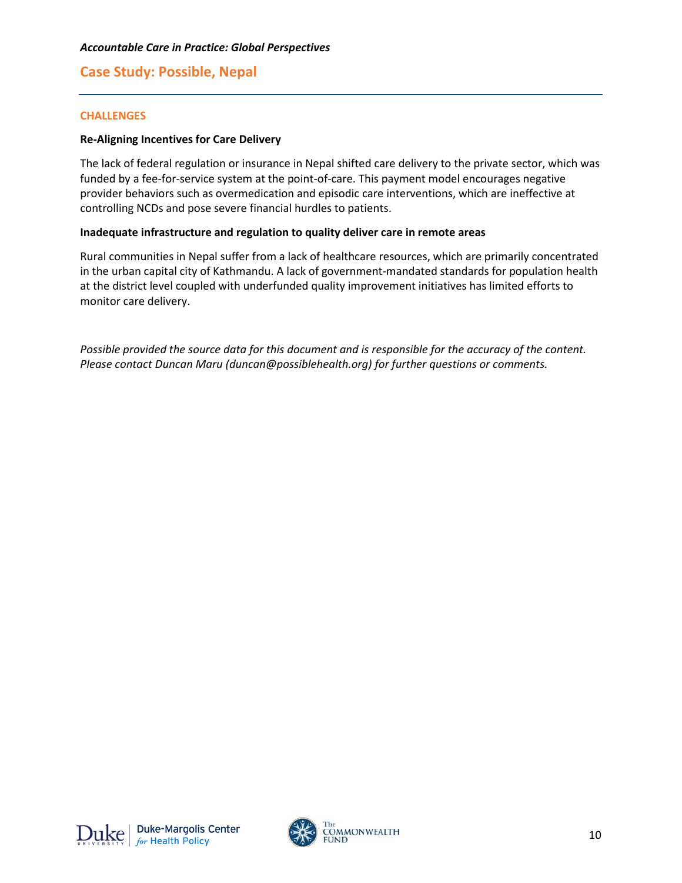### CHALLENGES

**Re-Aligning Incentives for Care Delivery**

The lack of federal regulation or insurance in Nepal shifted care delivery to the private sector, which was funded by a fee-for-service system at the point-of-care. This payment model encourages negative provider behaviors such as overmedication and episodic care interventions, which are ineffective at controlling NCDs and pose severe financial hurdles to patients.

**Inadequate infrastructure and regulation to quality deliver care in remote areas**

Rural communities in Nepal suffer from a lack of healthcare resources, which are primarily concentrated in the urban capital city of Kathmandu. A lack of government-mandated standards for population health at the district level coupled with underfunded quality improvement initiatives has limited efforts to monitor care delivery.

*Possible provided the source data for this document and is responsible for the accuracy of the content. Please contact Duncan Maru (duncan@possiblehealth.org) for further questions or comments.*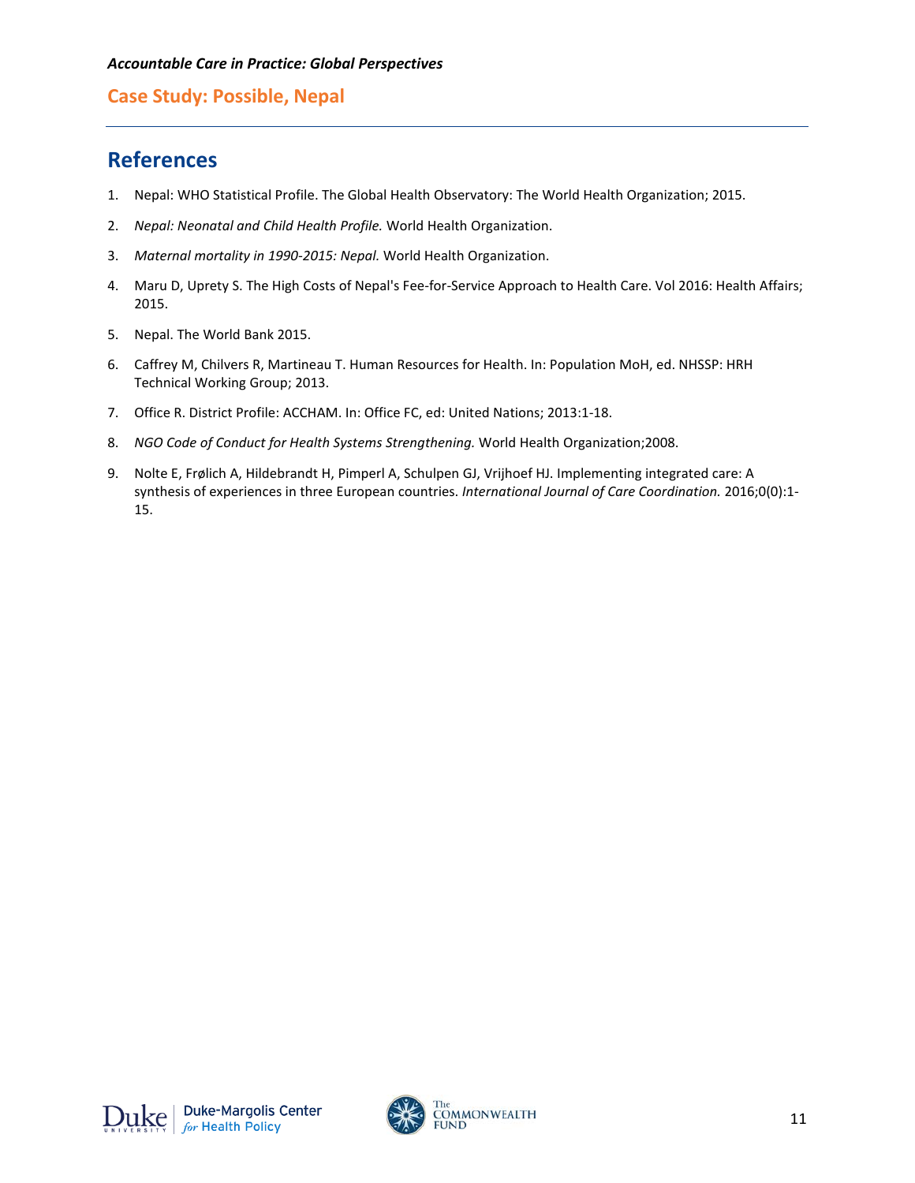## References

1. Nepal: WHO Statistical Profile. The Global Health Observatory: The World Health Organization; 2015.

2. *Nepal: Neonatal and Child Health Profile.* World Health Organization.

3. *Maternal mortality in 1990-2015: Nepal.* World Health Organization.

4. Maru D, Uprety S. The High Costs of Nepal's Fee-for-Service Approach to Health Care. Vol 2016: Health Affairs; 2015.

5. Nepal. The World Bank 2015.

6. Caffrey M, Chilvers R, Martineau T. Human Resources for Health. In: Population MoH, ed. NHSSP: HRH Technical Working Group; 2013.

7. Office R. District Profile: ACCHAM. In: Office FC, ed: United Nations; 2013:1-18.

8. *NGO Code of Conduct for Health Systems Strengthening.* World Health Organization;2008.

9. Nolte E, Frølich A, Hildebrandt H, Pimperl A, Schulpen GJ, Vrijhoef HJ. Implementing integrated care: A synthesis of experiences in three European countries. *International Journal of Care Coordination.* 2016;0(0):1-15.